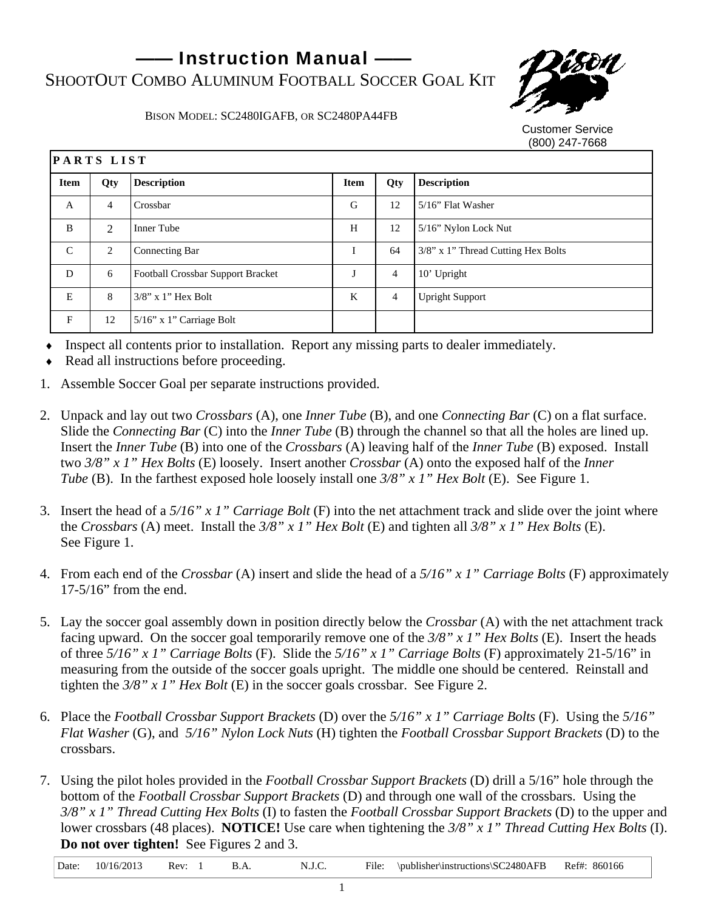# —— Instruction Manual ——

## SHOOTOUT COMBO ALUMINUM FOOTBALL SOCCER GOAL KIT

BISON MODEL: SC2480IGAFB, OR SC2480PA44FB

Customer Service
(800) 247-7668

| PARTS LIST | | | | | |
|---|---|---|---|---|---|
| **Item** | **Qty** | **Description** | **Item** | **Qty** | **Description** |
| A | 4 | Crossbar | G | 12 | 5/16" Flat Washer |
| B | 2 | Inner Tube | H | 12 | 5/16" Nylon Lock Nut |
| C | 2 | Connecting Bar | I | 64 | 3/8" x 1" Thread Cutting Hex Bolts |
| D | 6 | Football Crossbar Support Bracket | J | 4 | 10' Upright |
| E | 8 | 3/8" x 1" Hex Bolt | K | 4 | Upright Support |
| F | 12 | 5/16" x 1" Carriage Bolt | | | |

- Inspect all contents prior to installation. Report any missing parts to dealer immediately.
- Read all instructions before proceeding.

1. Assemble Soccer Goal per separate instructions provided.

2. Unpack and lay out two *Crossbars* (A), one *Inner Tube* (B), and one *Connecting Bar* (C) on a flat surface. Slide the *Connecting Bar* (C) into the *Inner Tube* (B) through the channel so that all the holes are lined up. Insert the *Inner Tube* (B) into one of the *Crossbars* (A) leaving half of the *Inner Tube* (B) exposed. Install two *3/8" x 1" Hex Bolts* (E) loosely. Insert another *Crossbar* (A) onto the exposed half of the *Inner Tube* (B). In the farthest exposed hole loosely install one *3/8" x 1" Hex Bolt* (E). See Figure 1.

3. Insert the head of a *5/16" x 1" Carriage Bolt* (F) into the net attachment track and slide over the joint where the *Crossbars* (A) meet. Install the *3/8" x 1" Hex Bolt* (E) and tighten all *3/8" x 1" Hex Bolts* (E). See Figure 1.

4. From each end of the *Crossbar* (A) insert and slide the head of a *5/16" x 1" Carriage Bolts* (F) approximately 17-5/16" from the end.

5. Lay the soccer goal assembly down in position directly below the *Crossbar* (A) with the net attachment track facing upward. On the soccer goal temporarily remove one of the *3/8" x 1" Hex Bolts* (E). Insert the heads of three *5/16" x 1" Carriage Bolts* (F). Slide the *5/16" x 1" Carriage Bolts* (F) approximately 21-5/16" in measuring from the outside of the soccer goals upright. The middle one should be centered. Reinstall and tighten the *3/8" x 1" Hex Bolt* (E) in the soccer goals crossbar. See Figure 2.

6. Place the *Football Crossbar Support Brackets* (D) over the *5/16" x 1" Carriage Bolts* (F). Using the *5/16" Flat Washer* (G), and *5/16" Nylon Lock Nuts* (H) tighten the *Football Crossbar Support Brackets* (D) to the crossbars.

7. Using the pilot holes provided in the *Football Crossbar Support Brackets* (D) drill a 5/16" hole through the bottom of the *Football Crossbar Support Brackets* (D) and through one wall of the crossbars. Using the *3/8" x 1" Thread Cutting Hex Bolts* (I) to fasten the *Football Crossbar Support Brackets* (D) to the upper and lower crossbars (48 places). **NOTICE!** Use care when tightening the *3/8" x 1" Thread Cutting Hex Bolts* (I). **Do not over tighten!** See Figures 2 and 3.

| Date: | 10/16/2013 | Rev: | 1 | B.A. | N.J.C. | File: | \publisher\instructions\SC2480AFB | Ref#: | 860166 |
|---|---|---|---|---|---|---|---|---|---|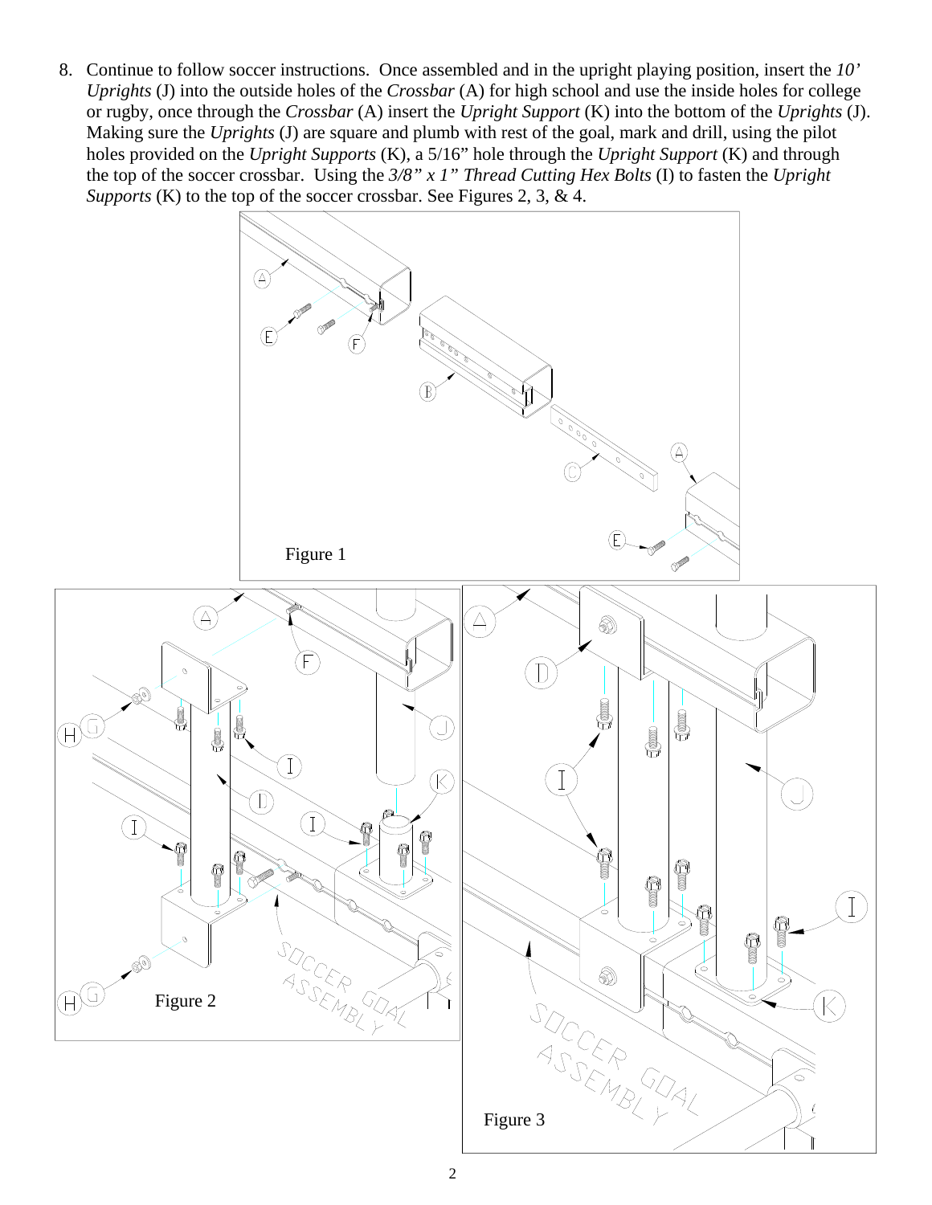8. Continue to follow soccer instructions. Once assembled and in the upright playing position, insert the *10' Uprights* (J) into the outside holes of the *Crossbar* (A) for high school and use the inside holes for college or rugby, once through the *Crossbar* (A) insert the *Upright Support* (K) into the bottom of the *Uprights* (J). Making sure the *Uprights* (J) are square and plumb with rest of the goal, mark and drill, using the pilot holes provided on the *Upright Supports* (K), a 5/16" hole through the *Upright Support* (K) and through the top of the soccer crossbar. Using the *3/8" x 1" Thread Cutting Hex Bolts* (I) to fasten the *Upright Supports* (K) to the top of the soccer crossbar. See Figures 2, 3, & 4.

Figure 1

Figure 2

Figure 3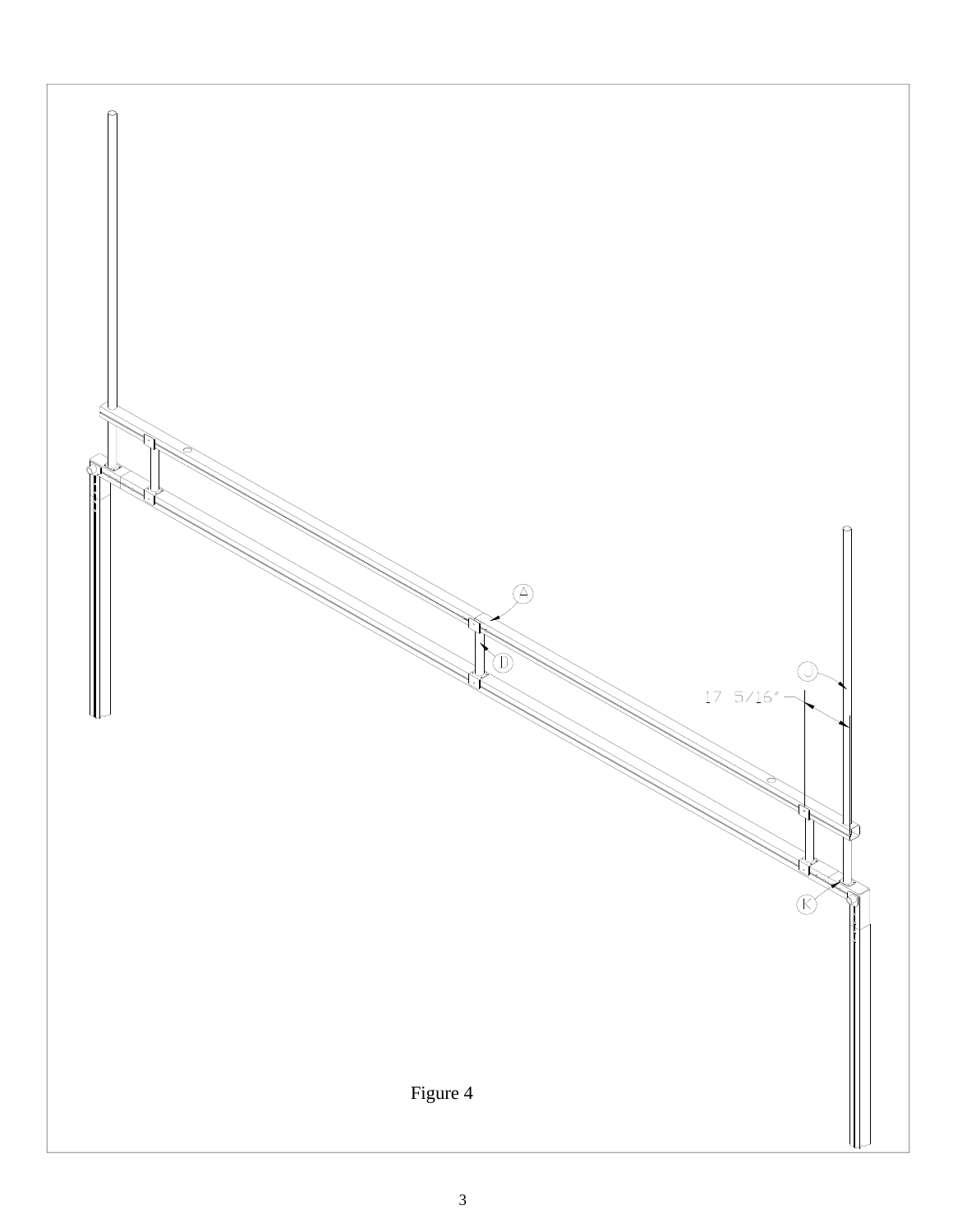A

D

J

17 5/16"

K

Figure 4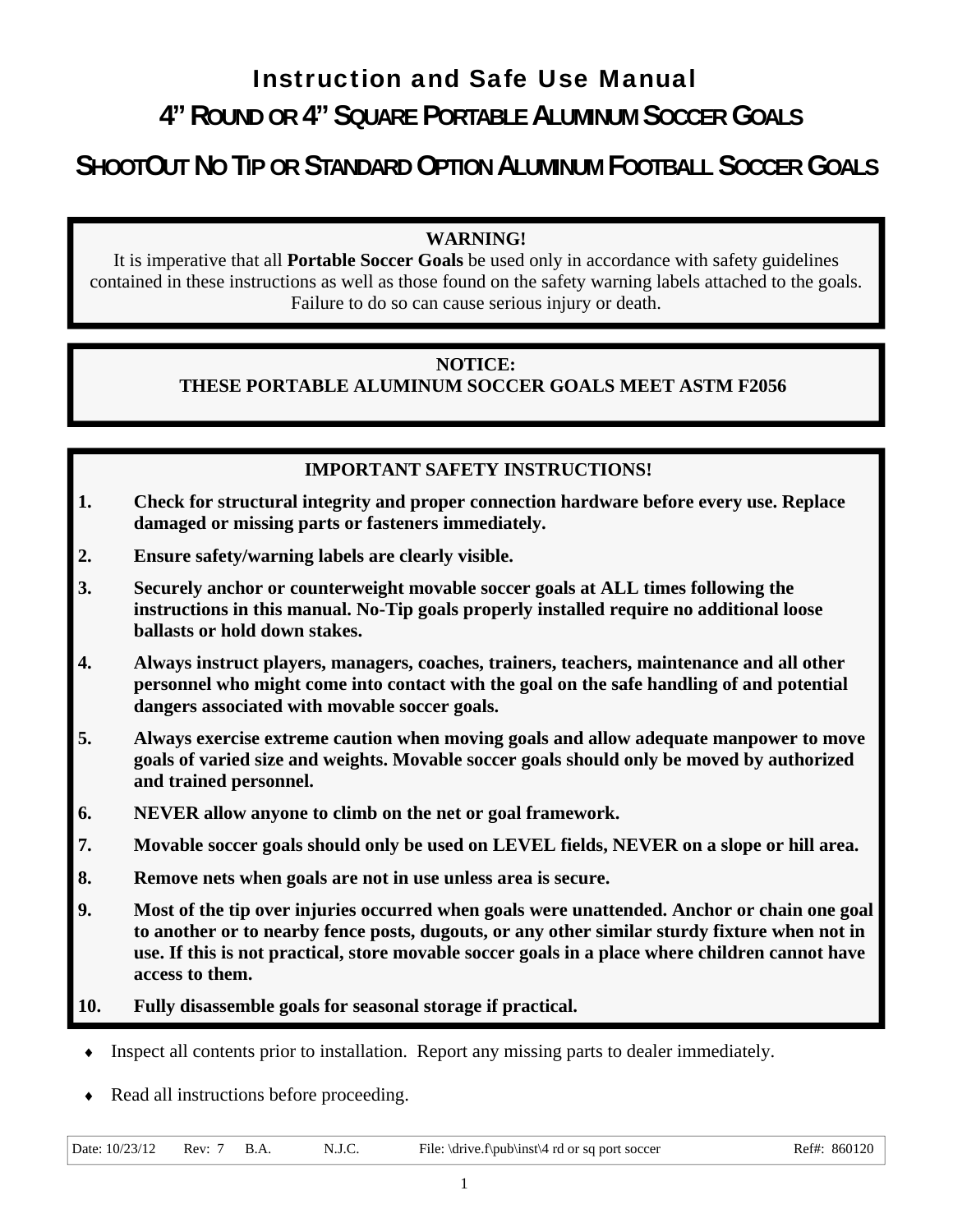# Instruction and Safe Use Manual

## 4" ROUND OR 4" SQUARE PORTABLE ALUMINUM SOCCER GOALS

## SHOOTOUT NO TIP OR STANDARD OPTION ALUMINUM FOOTBALL SOCCER GOALS

**WARNING!**

It is imperative that all **Portable Soccer Goals** be used only in accordance with safety guidelines contained in these instructions as well as those found on the safety warning labels attached to the goals. Failure to do so can cause serious injury or death.

**NOTICE:**
**THESE PORTABLE ALUMINUM SOCCER GOALS MEET ASTM F2056**

**IMPORTANT SAFETY INSTRUCTIONS!**

1. **Check for structural integrity and proper connection hardware before every use. Replace damaged or missing parts or fasteners immediately.**
2. **Ensure safety/warning labels are clearly visible.**
3. **Securely anchor or counterweight movable soccer goals at ALL times following the instructions in this manual. No-Tip goals properly installed require no additional loose ballasts or hold down stakes.**
4. **Always instruct players, managers, coaches, trainers, teachers, maintenance and all other personnel who might come into contact with the goal on the safe handling of and potential dangers associated with movable soccer goals.**
5. **Always exercise extreme caution when moving goals and allow adequate manpower to move goals of varied size and weights. Movable soccer goals should only be moved by authorized and trained personnel.**
6. **NEVER allow anyone to climb on the net or goal framework.**
7. **Movable soccer goals should only be used on LEVEL fields, NEVER on a slope or hill area.**
8. **Remove nets when goals are not in use unless area is secure.**
9. **Most of the tip over injuries occurred when goals were unattended. Anchor or chain one goal to another or to nearby fence posts, dugouts, or any other similar sturdy fixture when not in use. If this is not practical, store movable soccer goals in a place where children cannot have access to them.**
10. **Fully disassemble goals for seasonal storage if practical.**

- Inspect all contents prior to installation. Report any missing parts to dealer immediately.
- Read all instructions before proceeding.

| Date: 10/23/12 | Rev: 7 | B.A. | N.J.C. | File: \drive.f\pub\inst\4 rd or sq port soccer | Ref#: 860120 |
|---|---|---|---|---|---|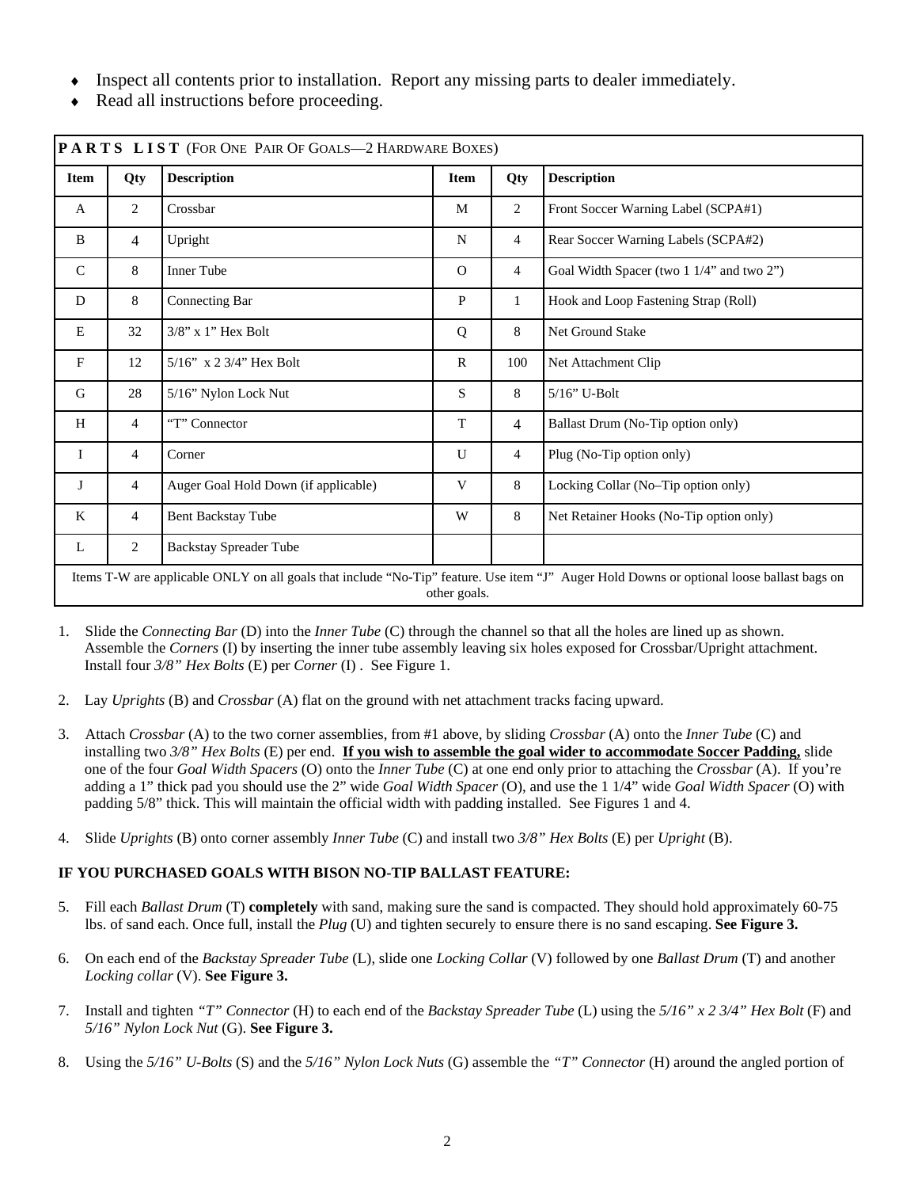- Inspect all contents prior to installation. Report any missing parts to dealer immediately.
- Read all instructions before proceeding.

| **PARTS LIST** (For One Pair Of Goals—2 Hardware Boxes) | | | | | |
|---|---|---|---|---|---|
| **Item** | **Qty** | **Description** | **Item** | **Qty** | **Description** |
| A | 2 | Crossbar | M | 2 | Front Soccer Warning Label (SCPA#1) |
| B | 4 | Upright | N | 4 | Rear Soccer Warning Labels (SCPA#2) |
| C | 8 | Inner Tube | O | 4 | Goal Width Spacer (two 1 1/4" and two 2") |
| D | 8 | Connecting Bar | P | 1 | Hook and Loop Fastening Strap (Roll) |
| E | 32 | 3/8" x 1" Hex Bolt | Q | 8 | Net Ground Stake |
| F | 12 | 5/16" x 2 3/4" Hex Bolt | R | 100 | Net Attachment Clip |
| G | 28 | 5/16" Nylon Lock Nut | S | 8 | 5/16" U-Bolt |
| H | 4 | "T" Connector | T | 4 | Ballast Drum (No-Tip option only) |
| I | 4 | Corner | U | 4 | Plug (No-Tip option only) |
| J | 4 | Auger Goal Hold Down (if applicable) | V | 8 | Locking Collar (No–Tip option only) |
| K | 4 | Bent Backstay Tube | W | 8 | Net Retainer Hooks (No-Tip option only) |
| L | 2 | Backstay Spreader Tube | | | |
| Items T-W are applicable ONLY on all goals that include "No-Tip" feature. Use item "J" Auger Hold Downs or optional loose ballast bags on other goals. | | | | | |

1. Slide the *Connecting Bar* (D) into the *Inner Tube* (C) through the channel so that all the holes are lined up as shown. Assemble the *Corners* (I) by inserting the inner tube assembly leaving six holes exposed for Crossbar/Upright attachment. Install four *3/8" Hex Bolts* (E) per *Corner* (I) . See Figure 1.

2. Lay *Uprights* (B) and *Crossbar* (A) flat on the ground with net attachment tracks facing upward.

3. Attach *Crossbar* (A) to the two corner assemblies, from #1 above, by sliding *Crossbar* (A) onto the *Inner Tube* (C) and installing two *3/8" Hex Bolts* (E) per end. **<u>If you wish to assemble the goal wider to accommodate Soccer Padding,</u>** slide one of the four *Goal Width Spacers* (O) onto the *Inner Tube* (C) at one end only prior to attaching the *Crossbar* (A). If you're adding a 1" thick pad you should use the 2" wide *Goal Width Spacer* (O), and use the 1 1/4" wide *Goal Width Spacer* (O) with padding 5/8" thick. This will maintain the official width with padding installed. See Figures 1 and 4.

4. Slide *Uprights* (B) onto corner assembly *Inner Tube* (C) and install two *3/8" Hex Bolts* (E) per *Upright* (B).

**IF YOU PURCHASED GOALS WITH BISON NO-TIP BALLAST FEATURE:**

5. Fill each *Ballast Drum* (T) **completely** with sand, making sure the sand is compacted. They should hold approximately 60-75 lbs. of sand each. Once full, install the *Plug* (U) and tighten securely to ensure there is no sand escaping. **See Figure 3.**

6. On each end of the *Backstay Spreader Tube* (L), slide one *Locking Collar* (V) followed by one *Ballast Drum* (T) and another *Locking collar* (V). **See Figure 3.**

7. Install and tighten *"T" Connector* (H) to each end of the *Backstay Spreader Tube* (L) using the *5/16" x 2 3/4" Hex Bolt* (F) and *5/16" Nylon Lock Nut* (G). **See Figure 3.**

8. Using the *5/16" U-Bolts* (S) and the *5/16" Nylon Lock Nuts* (G) assemble the *"T" Connector* (H) around the angled portion of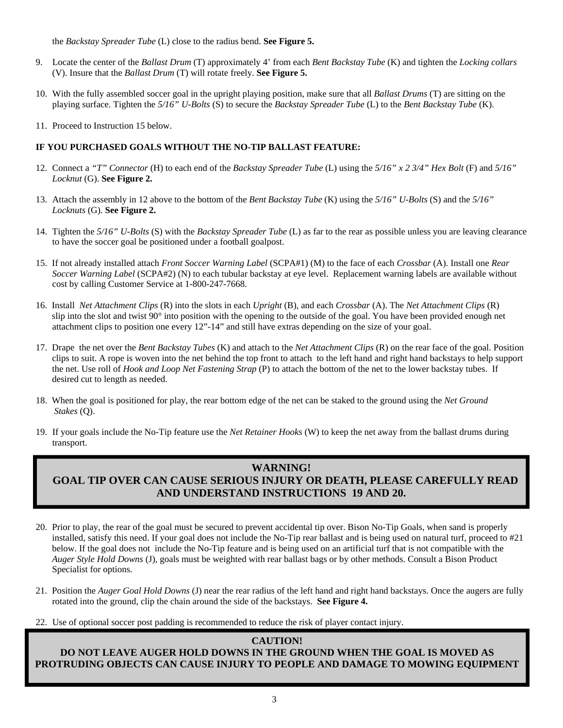the *Backstay Spreader Tube* (L) close to the radius bend. **See Figure 5.**

9. Locate the center of the *Ballast Drum* (T) approximately 4' from each *Bent Backstay Tube* (K) and tighten the *Locking collars* (V). Insure that the *Ballast Drum* (T) will rotate freely. **See Figure 5.**

10. With the fully assembled soccer goal in the upright playing position, make sure that all *Ballast Drums* (T) are sitting on the playing surface. Tighten the *5/16" U-Bolts* (S) to secure the *Backstay Spreader Tube* (L) to the *Bent Backstay Tube* (K).

11. Proceed to Instruction 15 below.

**IF YOU PURCHASED GOALS WITHOUT THE NO-TIP BALLAST FEATURE:**

12. Connect a *"T" Connector* (H) to each end of the *Backstay Spreader Tube* (L) using the *5/16" x 2 3/4" Hex Bolt* (F) and *5/16" Locknut* (G). **See Figure 2.**

13. Attach the assembly in 12 above to the bottom of the *Bent Backstay Tube* (K) using the *5/16" U-Bolts* (S) and the *5/16" Locknuts* (G). **See Figure 2.**

14. Tighten the *5/16" U-Bolts* (S) with the *Backstay Spreader Tube* (L) as far to the rear as possible unless you are leaving clearance to have the soccer goal be positioned under a football goalpost.

15. If not already installed attach *Front Soccer Warning Label* (SCPA#1) (M) to the face of each *Crossbar* (A). Install one *Rear Soccer Warning Label* (SCPA#2) (N) to each tubular backstay at eye level. Replacement warning labels are available without cost by calling Customer Service at 1-800-247-7668.

16. Install *Net Attachment Clips* (R) into the slots in each *Upright* (B), and each *Crossbar* (A). The *Net Attachment Clips* (R) slip into the slot and twist 90° into position with the opening to the outside of the goal. You have been provided enough net attachment clips to position one every 12"-14" and still have extras depending on the size of your goal.

17. Drape the net over the *Bent Backstay Tubes* (K) and attach to the *Net Attachment Clips* (R) on the rear face of the goal. Position clips to suit. A rope is woven into the net behind the top front to attach to the left hand and right hand backstays to help support the net. Use roll of *Hook and Loop Net Fastening Strap* (P) to attach the bottom of the net to the lower backstay tubes. If desired cut to length as needed.

18. When the goal is positioned for play, the rear bottom edge of the net can be staked to the ground using the *Net Ground Stakes* (Q).

19. If your goals include the No-Tip feature use the *Net Retainer Hooks* (W) to keep the net away from the ballast drums during transport.

**WARNING!**
**GOAL TIP OVER CAN CAUSE SERIOUS INJURY OR DEATH, PLEASE CAREFULLY READ AND UNDERSTAND INSTRUCTIONS 19 AND 20.**

20. Prior to play, the rear of the goal must be secured to prevent accidental tip over. Bison No-Tip Goals, when sand is properly installed, satisfy this need. If your goal does not include the No-Tip rear ballast and is being used on natural turf, proceed to #21 below. If the goal does not include the No-Tip feature and is being used on an artificial turf that is not compatible with the *Auger Style Hold Downs* (J), goals must be weighted with rear ballast bags or by other methods. Consult a Bison Product Specialist for options.

21. Position the *Auger Goal Hold Downs* (J) near the rear radius of the left hand and right hand backstays. Once the augers are fully rotated into the ground, clip the chain around the side of the backstays. **See Figure 4.**

22. Use of optional soccer post padding is recommended to reduce the risk of player contact injury.

**CAUTION!**
**DO NOT LEAVE AUGER HOLD DOWNS IN THE GROUND WHEN THE GOAL IS MOVED AS PROTRUDING OBJECTS CAN CAUSE INJURY TO PEOPLE AND DAMAGE TO MOWING EQUIPMENT**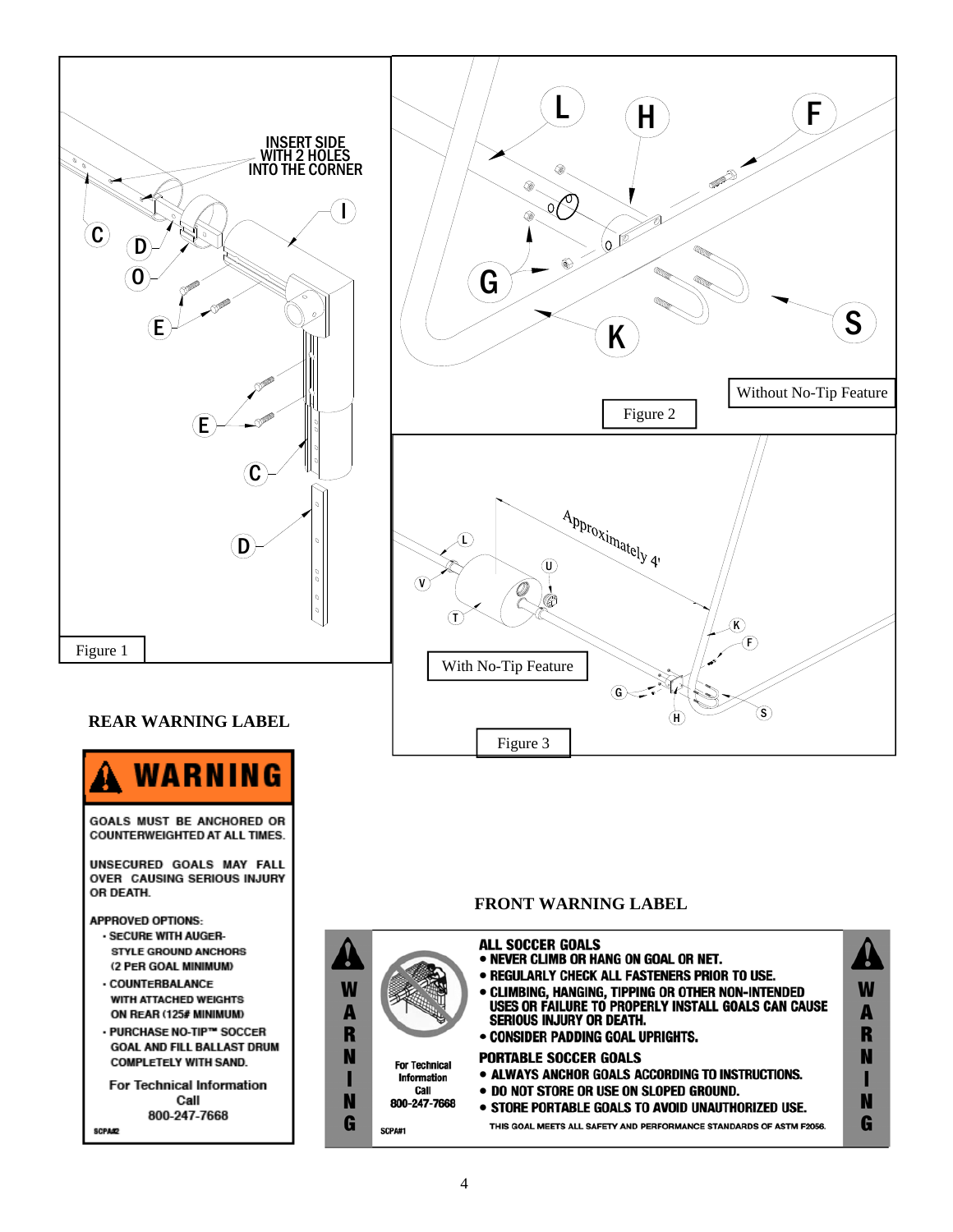INSERT SIDE WITH 2 HOLES INTO THE CORNER

Figure 1

Figure 2

Without No-Tip Feature

Approximately 4'

With No-Tip Feature

Figure 3

## REAR WARNING LABEL

**WARNING**

GOALS MUST BE ANCHORED OR COUNTERWEIGHTED AT ALL TIMES.

UNSECURED GOALS MAY FALL OVER CAUSING SERIOUS INJURY OR DEATH.

APPROVED OPTIONS:

- SECURE WITH AUGER-STYLE GROUND ANCHORS (2 PER GOAL MINIMUM)
- COUNTERBALANCE WITH ATTACHED WEIGHTS ON REAR (125# MINIMUM)
- PURCHASE NO-TIP™ SOCCER GOAL AND FILL BALLAST DRUM COMPLETELY WITH SAND.

For Technical Information Call 800-247-7668

SCPA#2

## FRONT WARNING LABEL

WARNING

**ALL SOCCER GOALS**

- NEVER CLIMB OR HANG ON GOAL OR NET.
- REGULARLY CHECK ALL FASTENERS PRIOR TO USE.
- CLIMBING, HANGING, TIPPING OR OTHER NON-INTENDED USES OR FAILURE TO PROPERLY INSTALL GOALS CAN CAUSE SERIOUS INJURY OR DEATH.
- CONSIDER PADDING GOAL UPRIGHTS.

**PORTABLE SOCCER GOALS**

- ALWAYS ANCHOR GOALS ACCORDING TO INSTRUCTIONS.
- DO NOT STORE OR USE ON SLOPED GROUND.
- STORE PORTABLE GOALS TO AVOID UNAUTHORIZED USE.

THIS GOAL MEETS ALL SAFETY AND PERFORMANCE STANDARDS OF ASTM F2056.

For Technical Information Call 800-247-7668

SCPA#1

WARNING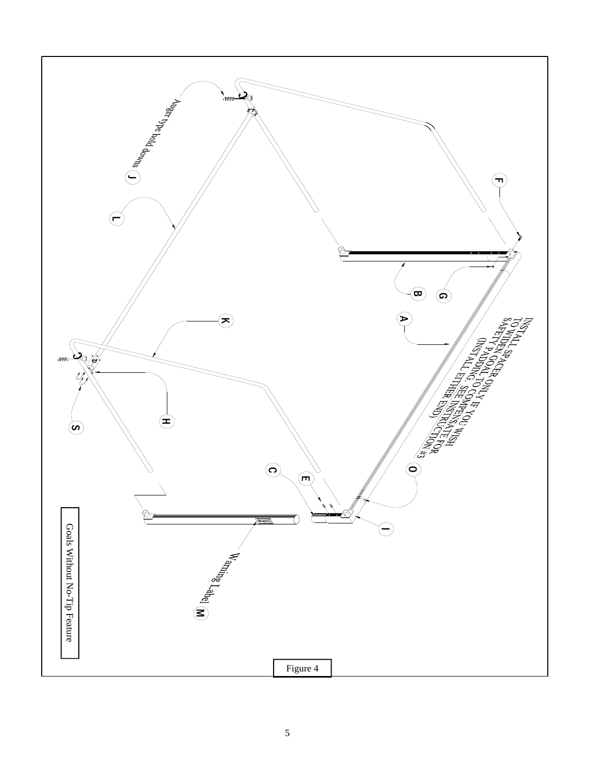Auger type hold downs J

L

K

H

S

F

B

G

A

INSTALL SPACER ONLY IF YOU WISH TO WIDEN SAFETY GOAL TO COMPENSATE FOR PADDING. SEE INSTRUCTION #3 (INSTALL EITHER END)

O

C

E

I

Warning Label M

Goals Without No-Tip Feature

Figure 4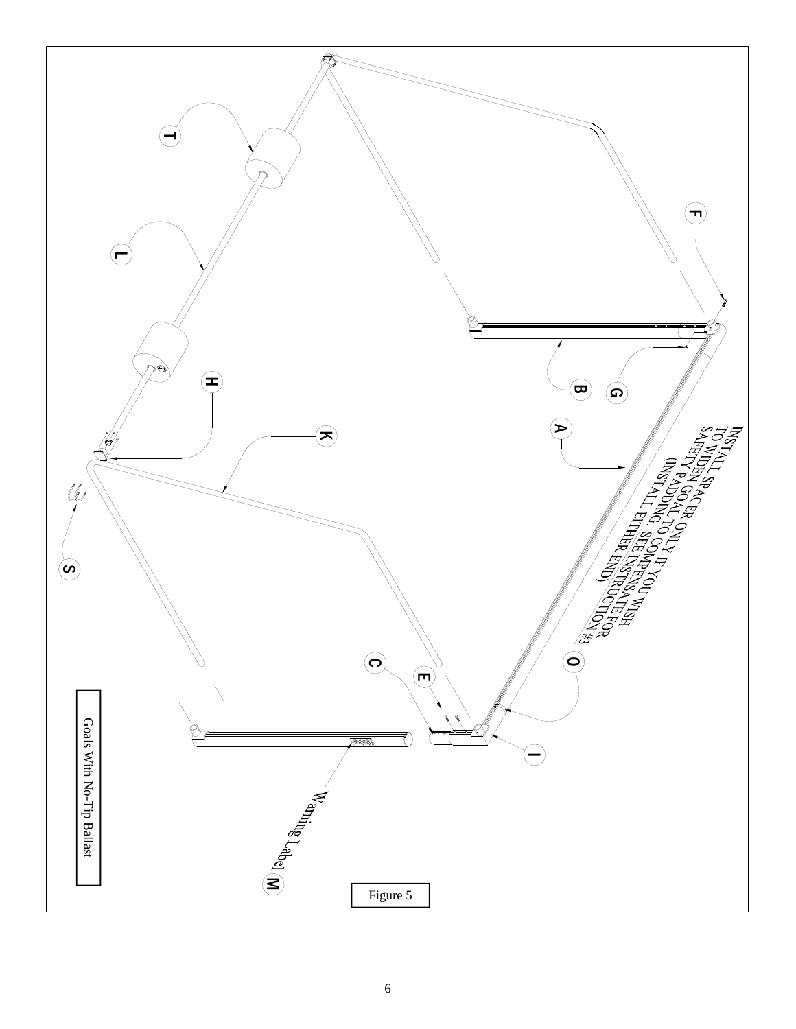INSTALL SPACER ONLY IF YOU WISH TO WIDEN GOAL TO COMPENSATE FOR SAFETY PADDING. SEE INSTRUCTION #3 (INSTALL EITHER END)

Warning Label

Goals With No-Tip Ballast

Figure 5